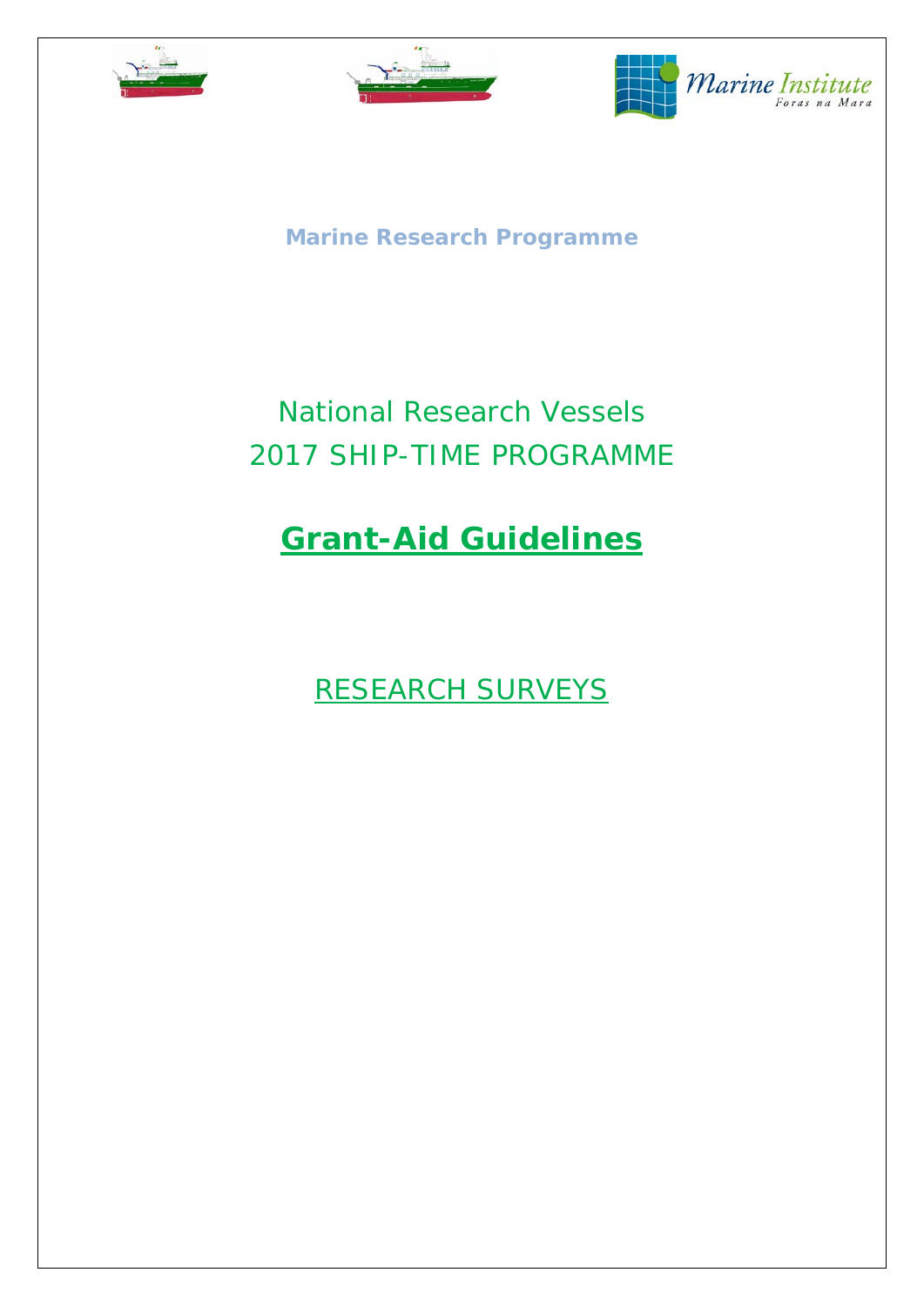Marine Institute
Foras na Mara

**Marine Research Programme**

# National Research Vessels
# 2017 SHIP-TIME PROGRAMME

# **Grant-Aid Guidelines**

## RESEARCH SURVEYS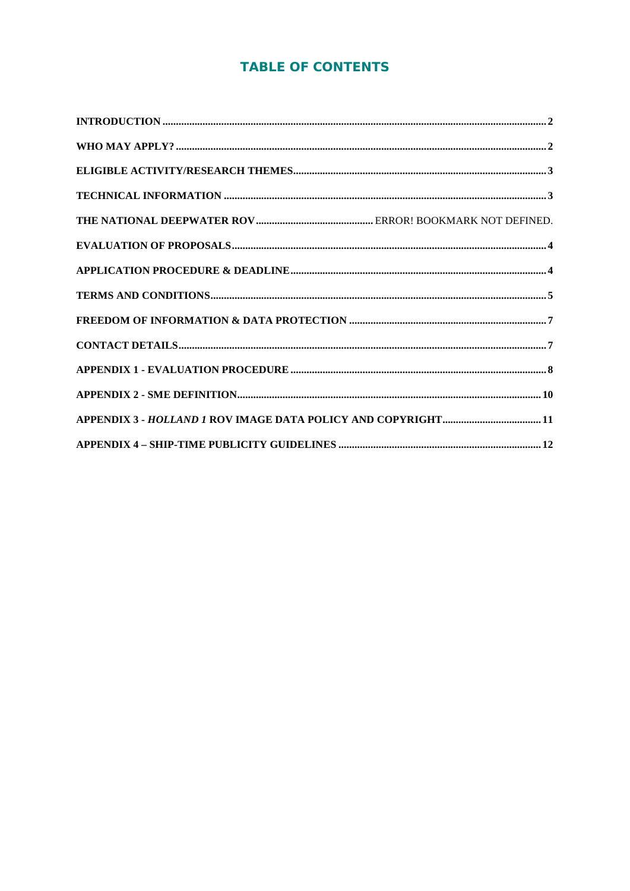# TABLE OF CONTENTS

INTRODUCTION .......... 2

WHO MAY APPLY? .......... 2

ELIGIBLE ACTIVITY/RESEARCH THEMES .......... 3

TECHNICAL INFORMATION .......... 3

THE NATIONAL DEEPWATER ROV .......... ERROR! BOOKMARK NOT DEFINED.

EVALUATION OF PROPOSALS .......... 4

APPLICATION PROCEDURE & DEADLINE .......... 4

TERMS AND CONDITIONS .......... 5

FREEDOM OF INFORMATION & DATA PROTECTION .......... 7

CONTACT DETAILS .......... 7

APPENDIX 1 - EVALUATION PROCEDURE .......... 8

APPENDIX 2 - SME DEFINITION .......... 10

APPENDIX 3 - *HOLLAND 1* ROV IMAGE DATA POLICY AND COPYRIGHT .......... 11

APPENDIX 4 – SHIP-TIME PUBLICITY GUIDELINES .......... 12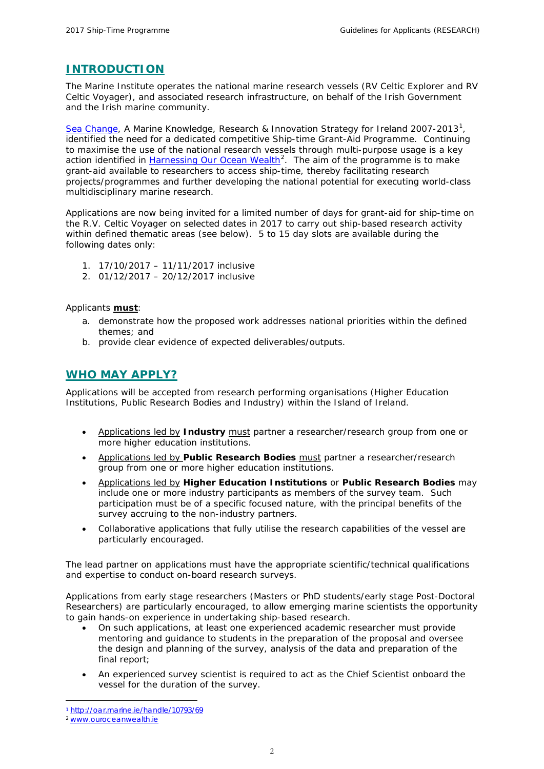## INTRODUCTION

The Marine Institute operates the national marine research vessels (RV Celtic Explorer and RV Celtic Voyager), and associated research infrastructure, on behalf of the Irish Government and the Irish marine community.

Sea Change, A Marine Knowledge, Research & Innovation Strategy for Ireland 2007-2013[1], identified the need for a dedicated competitive Ship-time Grant-Aid Programme. Continuing to maximise the use of the national research vessels through multi-purpose usage is a key action identified in Harnessing Our Ocean Wealth[2]. The aim of the programme is to make grant-aid available to researchers to access ship-time, thereby facilitating research projects/programmes and further developing the national potential for executing world-class multidisciplinary marine research.

Applications are now being invited for a limited number of days for grant-aid for ship-time on the R.V. Celtic Voyager on selected dates in 2017 to carry out ship-based research activity within defined thematic areas (see below). 5 to 15 day slots are available during the following dates only:

1. 17/10/2017 – 11/11/2017 inclusive
2. 01/12/2017 – 20/12/2017 inclusive

Applicants **must**:

a. demonstrate how the proposed work addresses national priorities within the defined themes; and
b. provide clear evidence of expected deliverables/outputs.

## WHO MAY APPLY?

Applications will be accepted from research performing organisations (Higher Education Institutions, Public Research Bodies and Industry) within the Island of Ireland.

- Applications led by **Industry** must partner a researcher/research group from one or more higher education institutions.
- Applications led by **Public Research Bodies** must partner a researcher/research group from one or more higher education institutions.
- Applications led by **Higher Education Institutions** or **Public Research Bodies** may include one or more industry participants as members of the survey team. Such participation must be of a specific focused nature, with the principal benefits of the survey accruing to the non-industry partners.
- Collaborative applications that fully utilise the research capabilities of the vessel are particularly encouraged.

The lead partner on applications must have the appropriate scientific/technical qualifications and expertise to conduct on-board research surveys.

Applications from early stage researchers (Masters or PhD students/early stage Post-Doctoral Researchers) are particularly encouraged, to allow emerging marine scientists the opportunity to gain hands-on experience in undertaking ship-based research.

- On such applications, at least one experienced academic researcher must provide mentoring and guidance to students in the preparation of the proposal and oversee the design and planning of the survey, analysis of the data and preparation of the final report;
- An experienced survey scientist is required to act as the Chief Scientist onboard the vessel for the duration of the survey.

[1] http://oar.marine.ie/handle/10793/69

[2] www.ouroceanwealth.ie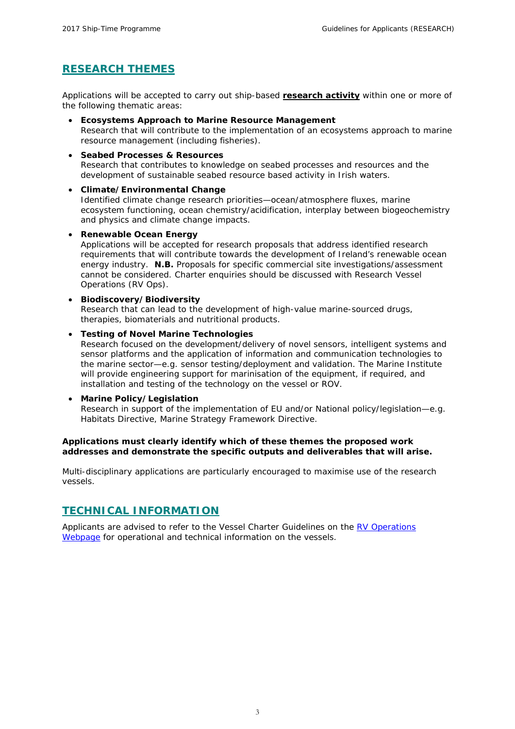## RESEARCH THEMES

Applications will be accepted to carry out ship-based **research activity** within one or more of the following thematic areas:

- **Ecosystems Approach to Marine Resource Management**
  Research that will contribute to the implementation of an ecosystems approach to marine resource management (including fisheries).
- **Seabed Processes & Resources**
  Research that contributes to knowledge on seabed processes and resources and the development of sustainable seabed resource based activity in Irish waters.
- **Climate/Environmental Change**
  Identified climate change research priorities—ocean/atmosphere fluxes, marine ecosystem functioning, ocean chemistry/acidification, interplay between biogeochemistry and physics and climate change impacts.
- **Renewable Ocean Energy**
  Applications will be accepted for research proposals that address identified research requirements that will contribute towards the development of Ireland's renewable ocean energy industry. **N.B.** Proposals for specific commercial site investigations/assessment cannot be considered. Charter enquiries should be discussed with Research Vessel Operations (RV Ops).
- **Biodiscovery/Biodiversity**
  Research that can lead to the development of high-value marine-sourced drugs, therapies, biomaterials and nutritional products.
- **Testing of Novel Marine Technologies**
  Research focused on the development/delivery of novel sensors, intelligent systems and sensor platforms and the application of information and communication technologies to the marine sector—e.g. sensor testing/deployment and validation. The Marine Institute will provide engineering support for marinisation of the equipment, if required, and installation and testing of the technology on the vessel or ROV.
- **Marine Policy/Legislation**
  Research in support of the implementation of EU and/or National policy/legislation—e.g. Habitats Directive, Marine Strategy Framework Directive.

**Applications must clearly identify which of these themes the proposed work addresses and demonstrate the specific outputs and deliverables that will arise.**

Multi-disciplinary applications are particularly encouraged to maximise use of the research vessels.

## TECHNICAL INFORMATION

Applicants are advised to refer to the Vessel Charter Guidelines on the RV Operations Webpage for operational and technical information on the vessels.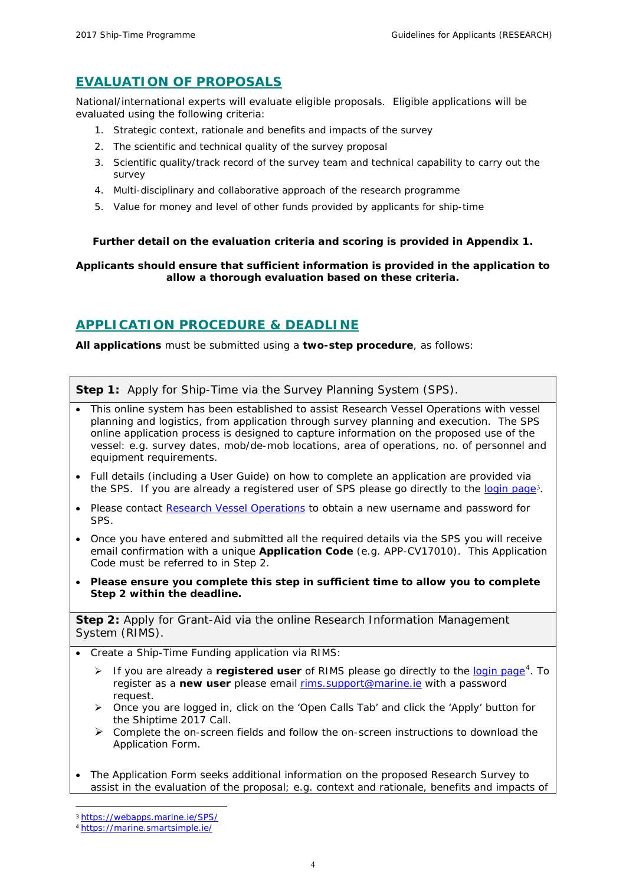## EVALUATION OF PROPOSALS

National/international experts will evaluate eligible proposals. Eligible applications will be evaluated using the following criteria:

1. Strategic context, rationale and benefits and impacts of the survey
2. The scientific and technical quality of the survey proposal
3. Scientific quality/track record of the survey team and technical capability to carry out the survey
4. Multi-disciplinary and collaborative approach of the research programme
5. Value for money and level of other funds provided by applicants for ship-time

**Further detail on the evaluation criteria and scoring is provided in Appendix 1.**

**Applicants should ensure that sufficient information is provided in the application to allow a thorough evaluation based on these criteria.**

## APPLICATION PROCEDURE & DEADLINE

**All applications** must be submitted using a **two-step procedure**, as follows:

**Step 1:** Apply for Ship-Time via the Survey Planning System (SPS).

- This online system has been established to assist Research Vessel Operations with vessel planning and logistics, from application through survey planning and execution. The SPS online application process is designed to capture information on the proposed use of the vessel: e.g. survey dates, mob/de-mob locations, area of operations, no. of personnel and equipment requirements.
- Full details (including a User Guide) on how to complete an application are provided via the SPS. If you are already a registered user of SPS please go directly to the login page[3].
- Please contact Research Vessel Operations to obtain a new username and password for SPS.
- Once you have entered and submitted all the required details via the SPS you will receive email confirmation with a unique **Application Code** (e.g. APP-CV17010). This Application Code must be referred to in Step 2.
- **Please ensure you complete this step in sufficient time to allow you to complete Step 2 within the deadline.**

**Step 2:** Apply for Grant-Aid via the online Research Information Management System (RIMS).

- Create a Ship-Time Funding application via RIMS:
  - If you are already a **registered user** of RIMS please go directly to the login page[4]. To register as a **new user** please email rims.support@marine.ie with a password request.
  - Once you are logged in, click on the 'Open Calls Tab' and click the 'Apply' button for the Shiptime 2017 Call.
  - Complete the on-screen fields and follow the on-screen instructions to download the Application Form.
- The Application Form seeks additional information on the proposed Research Survey to assist in the evaluation of the proposal; e.g. context and rationale, benefits and impacts of

[3] https://webapps.marine.ie/SPS/
[4] https://marine.smartsimple.ie/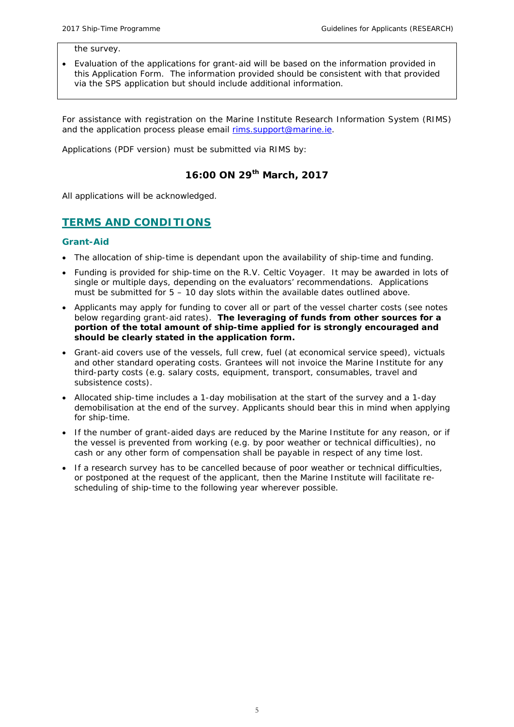the survey.

- Evaluation of the applications for grant-aid will be based on the information provided in this Application Form. The information provided should be consistent with that provided via the SPS application but should include additional information.

For assistance with registration on the Marine Institute Research Information System (RIMS) and the application process please email rims.support@marine.ie.

Applications (PDF version) must be submitted via RIMS by:

**16:00 ON 29th March, 2017**

All applications will be acknowledged.

## TERMS AND CONDITIONS

### Grant-Aid

- The allocation of ship-time is dependant upon the availability of ship-time and funding.
- Funding is provided for ship-time on the R.V. Celtic Voyager. It may be awarded in lots of single or multiple days, depending on the evaluators' recommendations. Applications must be submitted for 5 – 10 day slots within the available dates outlined above.
- Applicants may apply for funding to cover all or part of the vessel charter costs (see notes below regarding grant-aid rates). **The leveraging of funds from other sources for a portion of the total amount of ship-time applied for is strongly encouraged and should be clearly stated in the application form.**
- Grant-aid covers use of the vessels, full crew, fuel (at economical service speed), victuals and other standard operating costs. Grantees will not invoice the Marine Institute for any third-party costs (e.g. salary costs, equipment, transport, consumables, travel and subsistence costs).
- Allocated ship-time includes a 1-day mobilisation at the start of the survey and a 1-day demobilisation at the end of the survey. Applicants should bear this in mind when applying for ship-time.
- If the number of grant-aided days are reduced by the Marine Institute for any reason, or if the vessel is prevented from working (e.g. by poor weather or technical difficulties), no cash or any other form of compensation shall be payable in respect of any time lost.
- If a research survey has to be cancelled because of poor weather or technical difficulties, or postponed at the request of the applicant, then the Marine Institute will facilitate re-scheduling of ship-time to the following year wherever possible.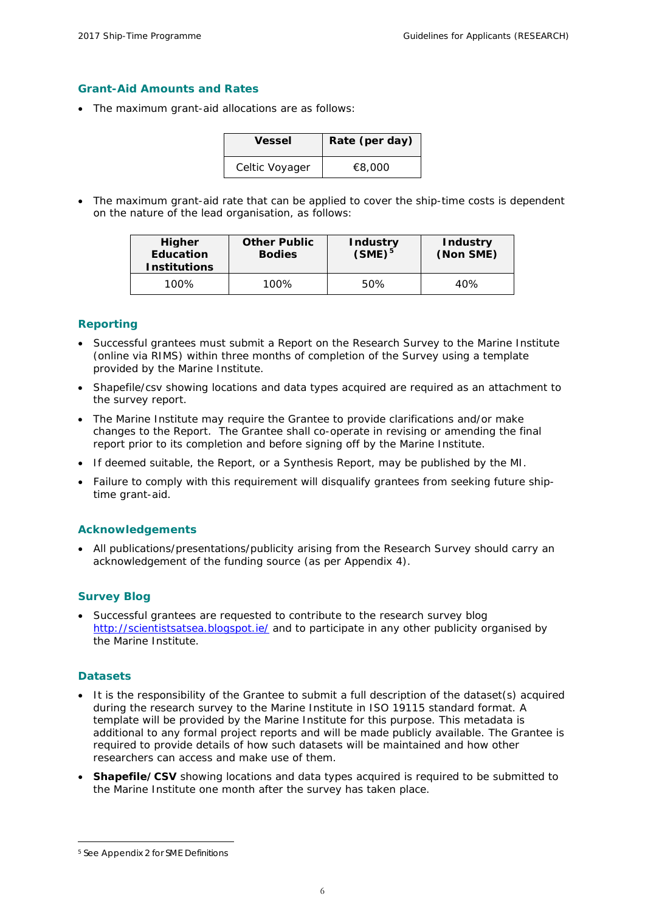## Grant-Aid Amounts and Rates

- The maximum grant-aid allocations are as follows:

| Vessel | Rate (per day) |
|---|---|
| Celtic Voyager | €8,000 |

- The maximum grant-aid rate that can be applied to cover the ship-time costs is dependent on the nature of the lead organisation, as follows:

| Higher Education Institutions | Other Public Bodies | Industry (SME)[5] | Industry (Non SME) |
|---|---|---|---|
| 100% | 100% | 50% | 40% |

## Reporting

- Successful grantees must submit a Report on the Research Survey to the Marine Institute (online via RIMS) within three months of completion of the Survey using a template provided by the Marine Institute.
- Shapefile/csv showing locations and data types acquired are required as an attachment to the survey report.
- The Marine Institute may require the Grantee to provide clarifications and/or make changes to the Report. The Grantee shall co-operate in revising or amending the final report prior to its completion and before signing off by the Marine Institute.
- If deemed suitable, the Report, or a Synthesis Report, may be published by the MI.
- Failure to comply with this requirement will disqualify grantees from seeking future ship-time grant-aid.

## Acknowledgements

- All publications/presentations/publicity arising from the Research Survey should carry an acknowledgement of the funding source (as per Appendix 4).

## Survey Blog

- Successful grantees are requested to contribute to the research survey blog [http://scientistsatsea.blogspot.ie/](http://scientistsatsea.blogspot.ie/) and to participate in any other publicity organised by the Marine Institute.

## Datasets

- It is the responsibility of the Grantee to submit a full description of the dataset(s) acquired during the research survey to the Marine Institute in ISO 19115 standard format. A template will be provided by the Marine Institute for this purpose. This metadata is additional to any formal project reports and will be made publicly available. The Grantee is required to provide details of how such datasets will be maintained and how other researchers can access and make use of them.
- **Shapefile/CSV** showing locations and data types acquired is required to be submitted to the Marine Institute one month after the survey has taken place.

---

[5] See Appendix 2 for SME Definitions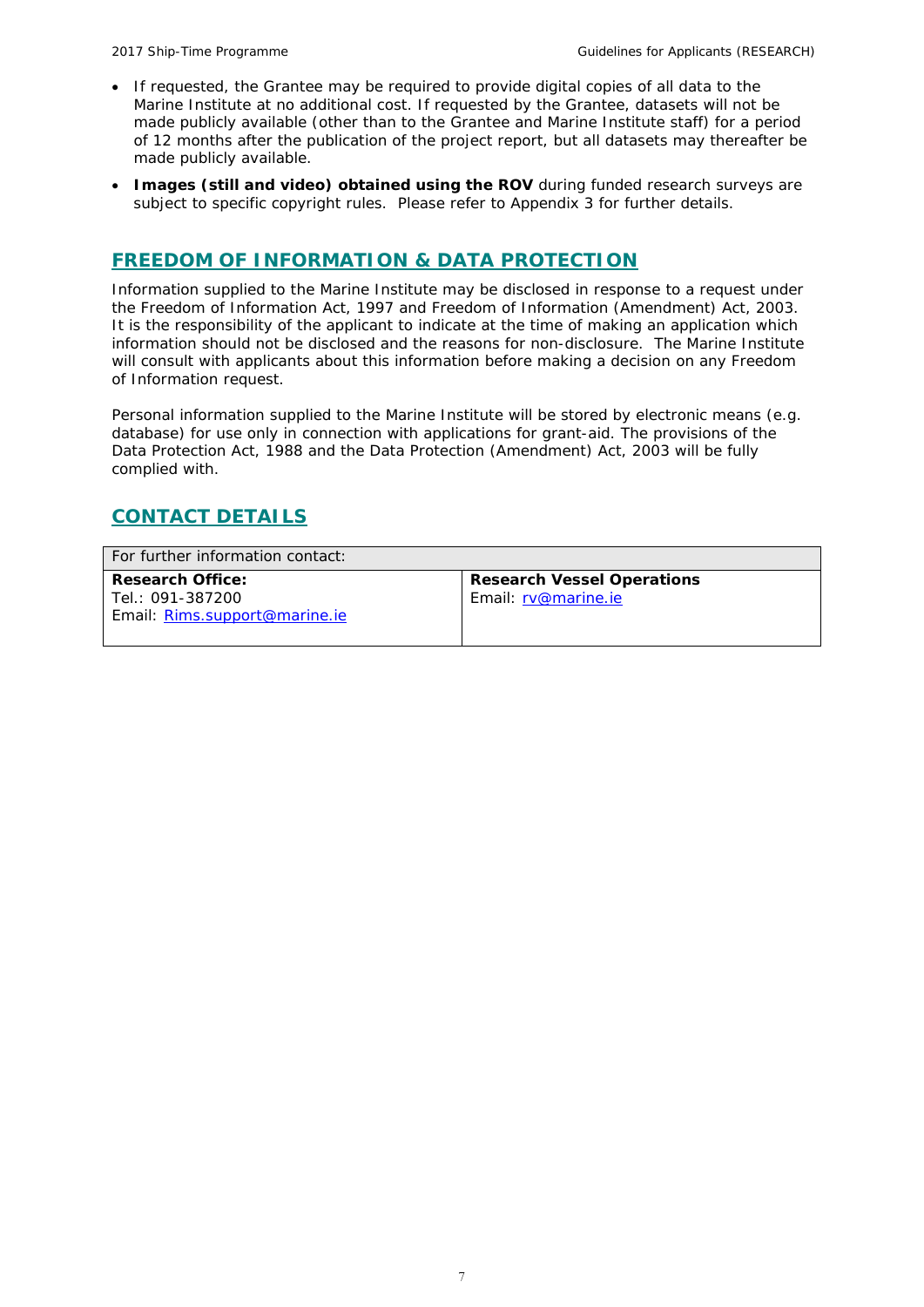- If requested, the Grantee may be required to provide digital copies of all data to the Marine Institute at no additional cost. If requested by the Grantee, datasets will not be made publicly available (other than to the Grantee and Marine Institute staff) for a period of 12 months after the publication of the project report, but all datasets may thereafter be made publicly available.
- **Images (still and video) obtained using the ROV** during funded research surveys are subject to specific copyright rules. Please refer to Appendix 3 for further details.

## FREEDOM OF INFORMATION & DATA PROTECTION

Information supplied to the Marine Institute may be disclosed in response to a request under the Freedom of Information Act, 1997 and Freedom of Information (Amendment) Act, 2003. It is the responsibility of the applicant to indicate at the time of making an application which information should not be disclosed and the reasons for non-disclosure. The Marine Institute will consult with applicants about this information before making a decision on any Freedom of Information request.

Personal information supplied to the Marine Institute will be stored by electronic means (e.g. database) for use only in connection with applications for grant-aid. The provisions of the Data Protection Act, 1988 and the Data Protection (Amendment) Act, 2003 will be fully complied with.

## CONTACT DETAILS

| For further information contact: | |
|---|---|
| **Research Office:**<br>Tel.: 091-387200<br>Email: Rims.support@marine.ie | **Research Vessel Operations**<br>Email: rv@marine.ie |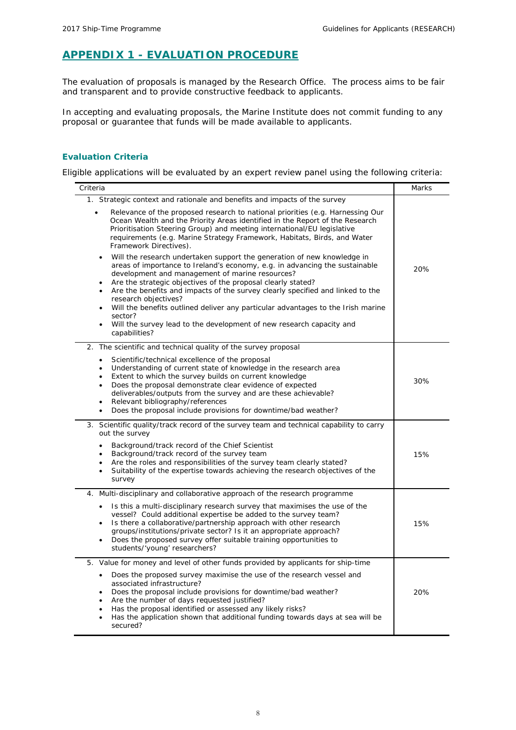## APPENDIX 1 - EVALUATION PROCEDURE

The evaluation of proposals is managed by the Research Office. The process aims to be fair and transparent and to provide constructive feedback to applicants.

In accepting and evaluating proposals, the Marine Institute does not commit funding to any proposal or guarantee that funds will be made available to applicants.

### Evaluation Criteria

Eligible applications will be evaluated by an expert review panel using the following criteria:

| Criteria | Marks |
|---|---|
| 1. Strategic context and rationale and benefits and impacts of the survey<br>• Relevance of the proposed research to national priorities (e.g. Harnessing Our Ocean Wealth and the Priority Areas identified in the Report of the Research Prioritisation Steering Group) and meeting international/EU legislative requirements (e.g. Marine Strategy Framework, Habitats, Birds, and Water Framework Directives).<br>• Will the research undertaken support the generation of new knowledge in areas of importance to Ireland's economy, e.g. in advancing the sustainable development and management of marine resources?<br>• Are the strategic objectives of the proposal clearly stated?<br>• Are the benefits and impacts of the survey clearly specified and linked to the research objectives?<br>• Will the benefits outlined deliver any particular advantages to the Irish marine sector?<br>• Will the survey lead to the development of new research capacity and capabilities? | 20% |
| 2. The scientific and technical quality of the survey proposal<br>• Scientific/technical excellence of the proposal<br>• Understanding of current state of knowledge in the research area<br>• Extent to which the survey builds on current knowledge<br>• Does the proposal demonstrate clear evidence of expected deliverables/outputs from the survey and are these achievable?<br>• Relevant bibliography/references<br>• Does the proposal include provisions for downtime/bad weather? | 30% |
| 3. Scientific quality/track record of the survey team and technical capability to carry out the survey<br>• Background/track record of the Chief Scientist<br>• Background/track record of the survey team<br>• Are the roles and responsibilities of the survey team clearly stated?<br>• Suitability of the expertise towards achieving the research objectives of the survey | 15% |
| 4. Multi-disciplinary and collaborative approach of the research programme<br>• Is this a multi-disciplinary research survey that maximises the use of the vessel? Could additional expertise be added to the survey team?<br>• Is there a collaborative/partnership approach with other research groups/institutions/private sector? Is it an appropriate approach?<br>• Does the proposed survey offer suitable training opportunities to students/'young' researchers? | 15% |
| 5. Value for money and level of other funds provided by applicants for ship-time<br>• Does the proposed survey maximise the use of the research vessel and associated infrastructure?<br>• Does the proposal include provisions for downtime/bad weather?<br>• Are the number of days requested justified?<br>• Has the proposal identified or assessed any likely risks?<br>• Has the application shown that additional funding towards days at sea will be secured? | 20% |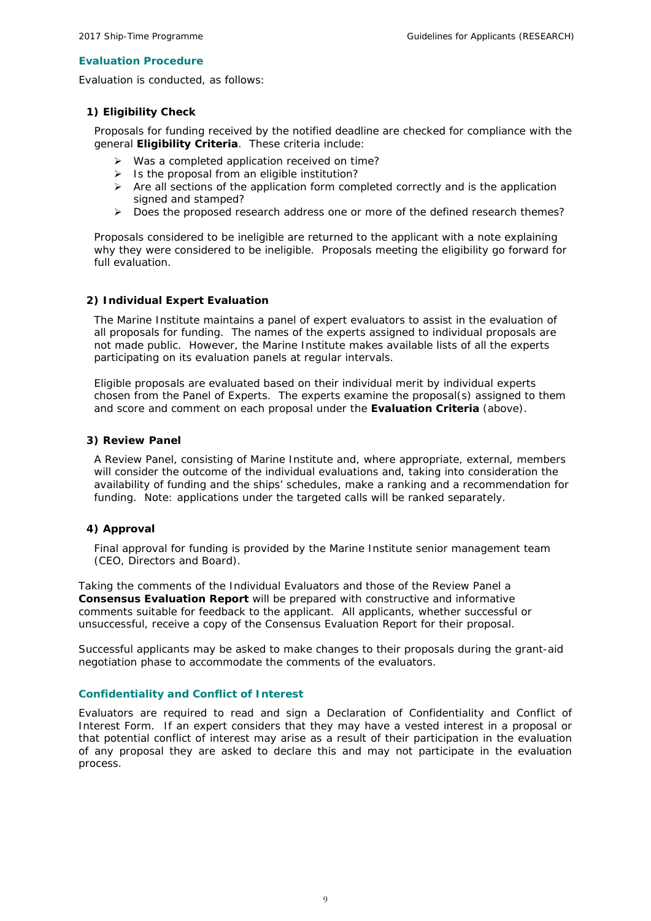## Evaluation Procedure

Evaluation is conducted, as follows:

### 1) Eligibility Check

Proposals for funding received by the notified deadline are checked for compliance with the general **Eligibility Criteria**. These criteria include:

- Was a completed application received on time?
- Is the proposal from an eligible institution?
- Are all sections of the application form completed correctly and is the application signed and stamped?
- Does the proposed research address one or more of the defined research themes?

Proposals considered to be ineligible are returned to the applicant with a note explaining why they were considered to be ineligible. Proposals meeting the eligibility go forward for full evaluation.

### 2) Individual Expert Evaluation

The Marine Institute maintains a panel of expert evaluators to assist in the evaluation of all proposals for funding. The names of the experts assigned to individual proposals are not made public. However, the Marine Institute makes available lists of all the experts participating on its evaluation panels at regular intervals.

Eligible proposals are evaluated based on their individual merit by individual experts chosen from the Panel of Experts. The experts examine the proposal(s) assigned to them and score and comment on each proposal under the **Evaluation Criteria** (above).

### 3) Review Panel

A Review Panel, consisting of Marine Institute and, where appropriate, external, members will consider the outcome of the individual evaluations and, taking into consideration the availability of funding and the ships' schedules, make a ranking and a recommendation for funding. Note: applications under the targeted calls will be ranked separately.

### 4) Approval

Final approval for funding is provided by the Marine Institute senior management team (CEO, Directors and Board).

Taking the comments of the Individual Evaluators and those of the Review Panel a **Consensus Evaluation Report** will be prepared with constructive and informative comments suitable for feedback to the applicant. All applicants, whether successful or unsuccessful, receive a copy of the Consensus Evaluation Report for their proposal.

Successful applicants may be asked to make changes to their proposals during the grant-aid negotiation phase to accommodate the comments of the evaluators.

## Confidentiality and Conflict of Interest

Evaluators are required to read and sign a Declaration of Confidentiality and Conflict of Interest Form. If an expert considers that they may have a vested interest in a proposal or that potential conflict of interest may arise as a result of their participation in the evaluation of any proposal they are asked to declare this and may not participate in the evaluation process.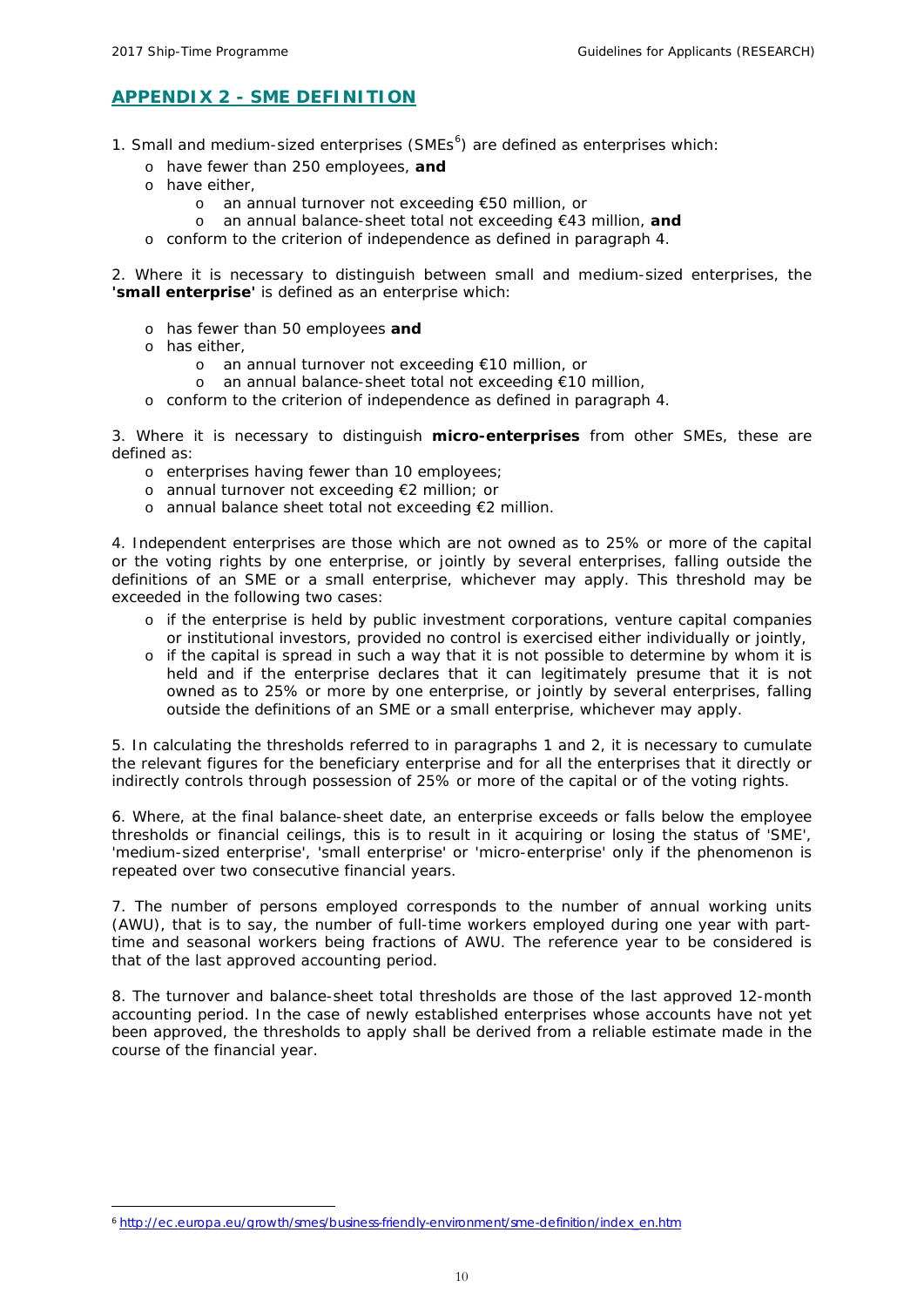## APPENDIX 2 - SME DEFINITION

1. Small and medium-sized enterprises (SMEs[6]) are defined as enterprises which:
   - have fewer than 250 employees, **and**
   - have either,
     - an annual turnover not exceeding €50 million, or
     - an annual balance-sheet total not exceeding €43 million, **and**
   - conform to the criterion of independence as defined in paragraph 4.

2. Where it is necessary to distinguish between small and medium-sized enterprises, the **'small enterprise'** is defined as an enterprise which:
   - has fewer than 50 employees **and**
   - has either,
     - an annual turnover not exceeding €10 million, or
     - an annual balance-sheet total not exceeding €10 million,
   - conform to the criterion of independence as defined in paragraph 4.

3. Where it is necessary to distinguish **micro-enterprises** from other SMEs, these are defined as:
   - enterprises having fewer than 10 employees;
   - annual turnover not exceeding €2 million; or
   - annual balance sheet total not exceeding €2 million.

4. Independent enterprises are those which are not owned as to 25% or more of the capital or the voting rights by one enterprise, or jointly by several enterprises, falling outside the definitions of an SME or a small enterprise, whichever may apply. This threshold may be exceeded in the following two cases:
   - if the enterprise is held by public investment corporations, venture capital companies or institutional investors, provided no control is exercised either individually or jointly,
   - if the capital is spread in such a way that it is not possible to determine by whom it is held and if the enterprise declares that it can legitimately presume that it is not owned as to 25% or more by one enterprise, or jointly by several enterprises, falling outside the definitions of an SME or a small enterprise, whichever may apply.

5. In calculating the thresholds referred to in paragraphs 1 and 2, it is necessary to cumulate the relevant figures for the beneficiary enterprise and for all the enterprises that it directly or indirectly controls through possession of 25% or more of the capital or of the voting rights.

6. Where, at the final balance-sheet date, an enterprise exceeds or falls below the employee thresholds or financial ceilings, this is to result in it acquiring or losing the status of 'SME', 'medium-sized enterprise', 'small enterprise' or 'micro-enterprise' only if the phenomenon is repeated over two consecutive financial years.

7. The number of persons employed corresponds to the number of annual working units (AWU), that is to say, the number of full-time workers employed during one year with part-time and seasonal workers being fractions of AWU. The reference year to be considered is that of the last approved accounting period.

8. The turnover and balance-sheet total thresholds are those of the last approved 12-month accounting period. In the case of newly established enterprises whose accounts have not yet been approved, the thresholds to apply shall be derived from a reliable estimate made in the course of the financial year.

---

[6] http://ec.europa.eu/growth/smes/business-friendly-environment/sme-definition/index_en.htm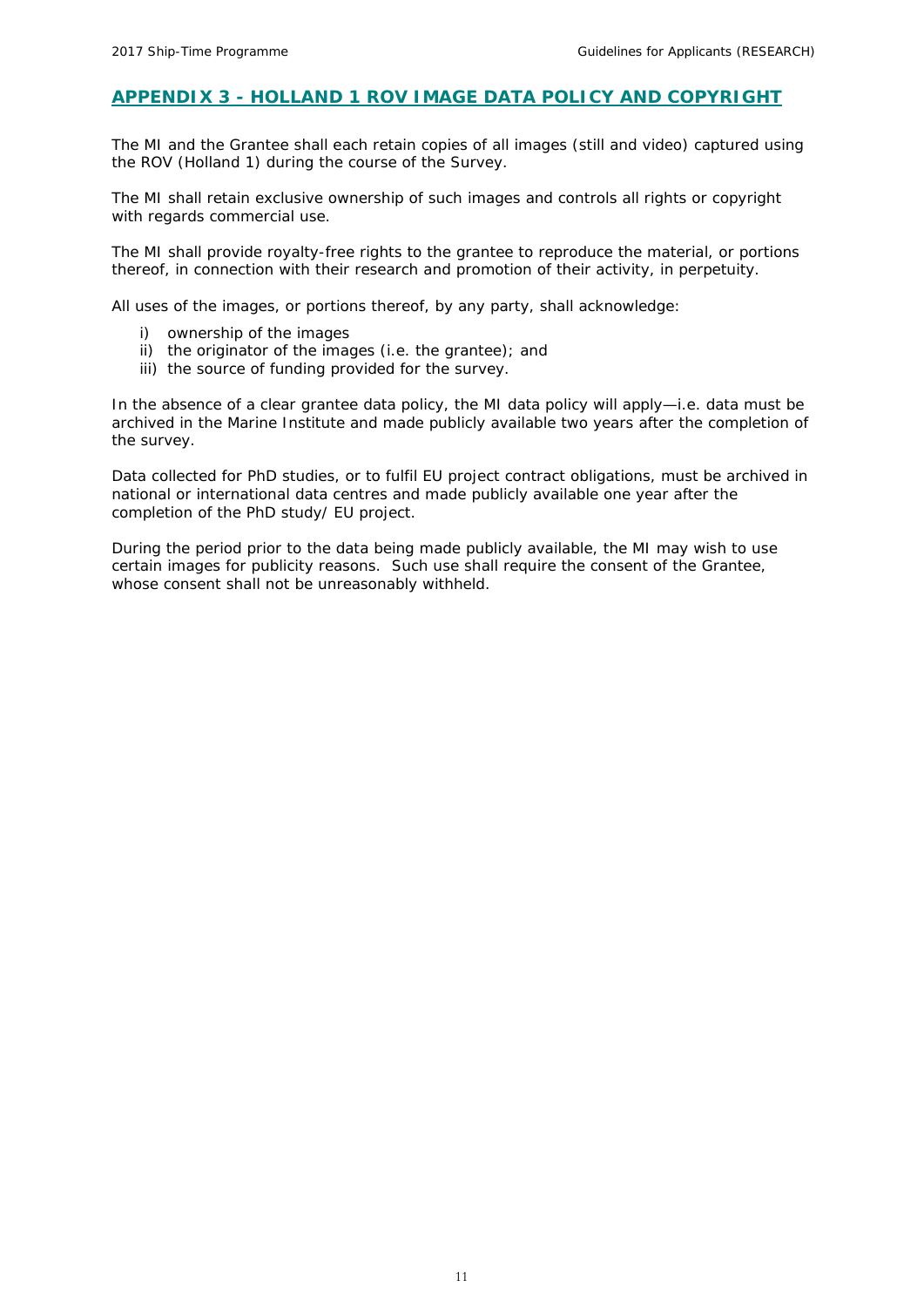## APPENDIX 3 - HOLLAND 1 ROV IMAGE DATA POLICY AND COPYRIGHT

The MI and the Grantee shall each retain copies of all images (still and video) captured using the ROV (Holland 1) during the course of the Survey.

The MI shall retain exclusive ownership of such images and controls all rights or copyright with regards commercial use.

The MI shall provide royalty-free rights to the grantee to reproduce the material, or portions thereof, in connection with their research and promotion of their activity, in perpetuity.

All uses of the images, or portions thereof, by any party, shall acknowledge:

i) ownership of the images
ii) the originator of the images (i.e. the grantee); and
iii) the source of funding provided for the survey.

In the absence of a clear grantee data policy, the MI data policy will apply—i.e. data must be archived in the Marine Institute and made publicly available two years after the completion of the survey.

Data collected for PhD studies, or to fulfil EU project contract obligations, must be archived in national or international data centres and made publicly available one year after the completion of the PhD study/ EU project.

During the period prior to the data being made publicly available, the MI may wish to use certain images for publicity reasons. Such use shall require the consent of the Grantee, whose consent shall not be unreasonably withheld.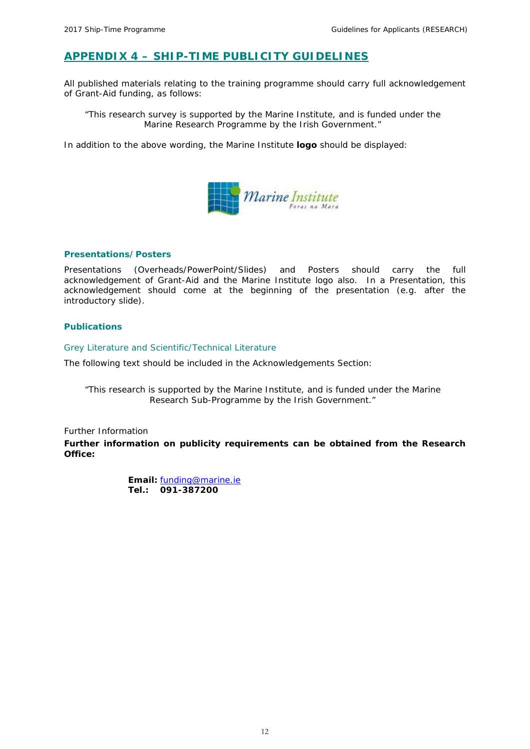## APPENDIX 4 – SHIP-TIME PUBLICITY GUIDELINES

All published materials relating to the training programme should carry full acknowledgement of Grant-Aid funding, as follows:

> "This research survey is supported by the Marine Institute, and is funded under the Marine Research Programme by the Irish Government."

In addition to the above wording, the Marine Institute **logo** should be displayed:

### Presentations/Posters

Presentations (Overheads/PowerPoint/Slides) and Posters should carry the full acknowledgement of Grant-Aid and the Marine Institute logo also. In a Presentation, this acknowledgement should come at the beginning of the presentation (e.g. after the introductory slide).

### Publications

#### Grey Literature and Scientific/Technical Literature

The following text should be included in the Acknowledgements Section:

> "This research is supported by the Marine Institute, and is funded under the Marine Research Sub-Programme by the Irish Government."

Further Information

**Further information on publicity requirements can be obtained from the Research Office:**

**Email:** funding@marine.ie
**Tel.: 091-387200**